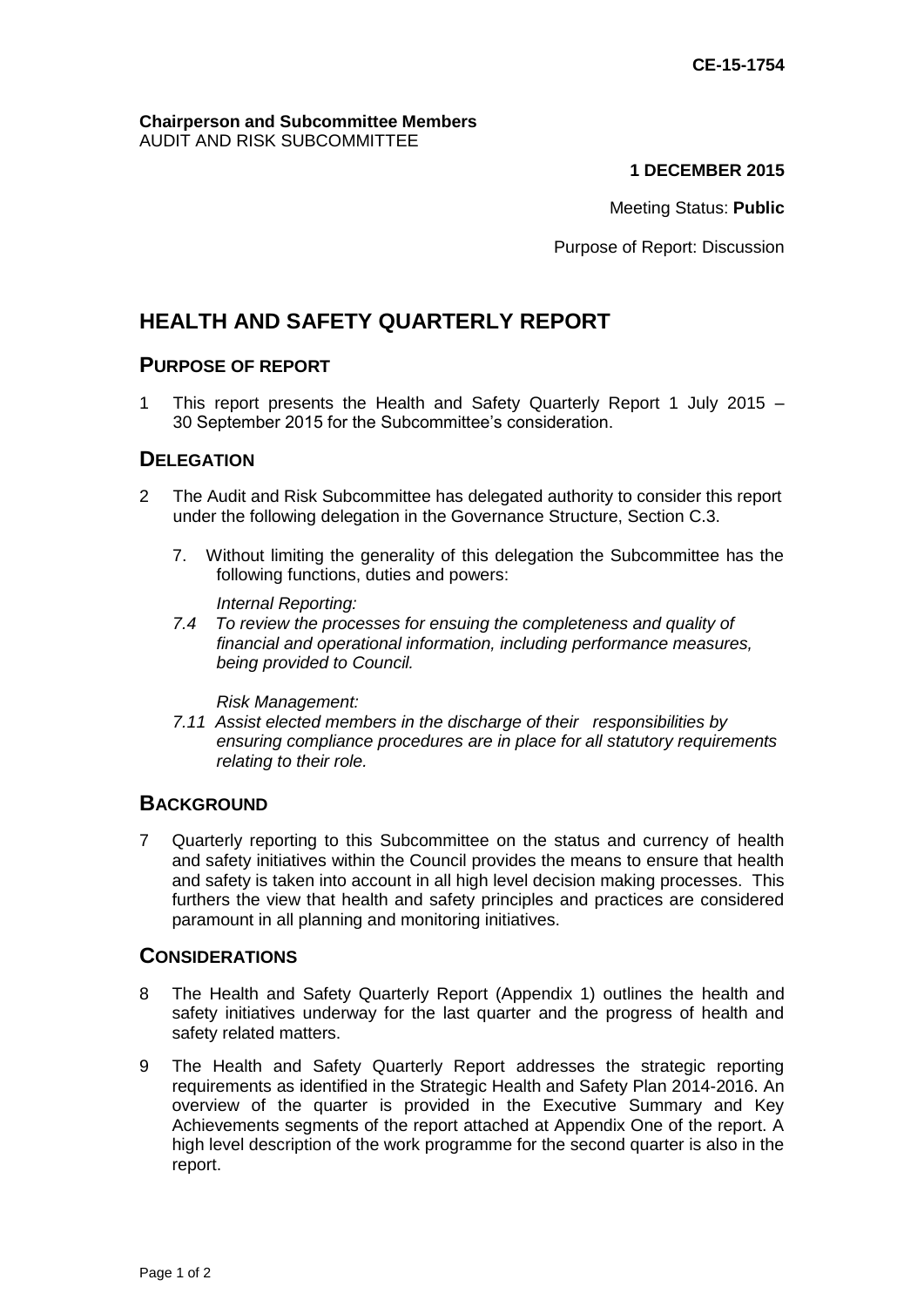**CE-15-1754**

**Chairperson and Subcommittee Members**
AUDIT AND RISK SUBCOMMITTEE

**1 DECEMBER 2015**

Meeting Status: **Public**

Purpose of Report: Discussion

# HEALTH AND SAFETY QUARTERLY REPORT

## PURPOSE OF REPORT

1 This report presents the Health and Safety Quarterly Report 1 July 2015 – 30 September 2015 for the Subcommittee's consideration.

## DELEGATION

2 The Audit and Risk Subcommittee has delegated authority to consider this report under the following delegation in the Governance Structure, Section C.3.

7. Without limiting the generality of this delegation the Subcommittee has the following functions, duties and powers:

*Internal Reporting:*

*7.4 To review the processes for ensuing the completeness and quality of financial and operational information, including performance measures, being provided to Council.*

*Risk Management:*

*7.11 Assist elected members in the discharge of their responsibilities by ensuring compliance procedures are in place for all statutory requirements relating to their role.*

## BACKGROUND

7 Quarterly reporting to this Subcommittee on the status and currency of health and safety initiatives within the Council provides the means to ensure that health and safety is taken into account in all high level decision making processes. This furthers the view that health and safety principles and practices are considered paramount in all planning and monitoring initiatives.

## CONSIDERATIONS

8 The Health and Safety Quarterly Report (Appendix 1) outlines the health and safety initiatives underway for the last quarter and the progress of health and safety related matters.

9 The Health and Safety Quarterly Report addresses the strategic reporting requirements as identified in the Strategic Health and Safety Plan 2014-2016. An overview of the quarter is provided in the Executive Summary and Key Achievements segments of the report attached at Appendix One of the report. A high level description of the work programme for the second quarter is also in the report.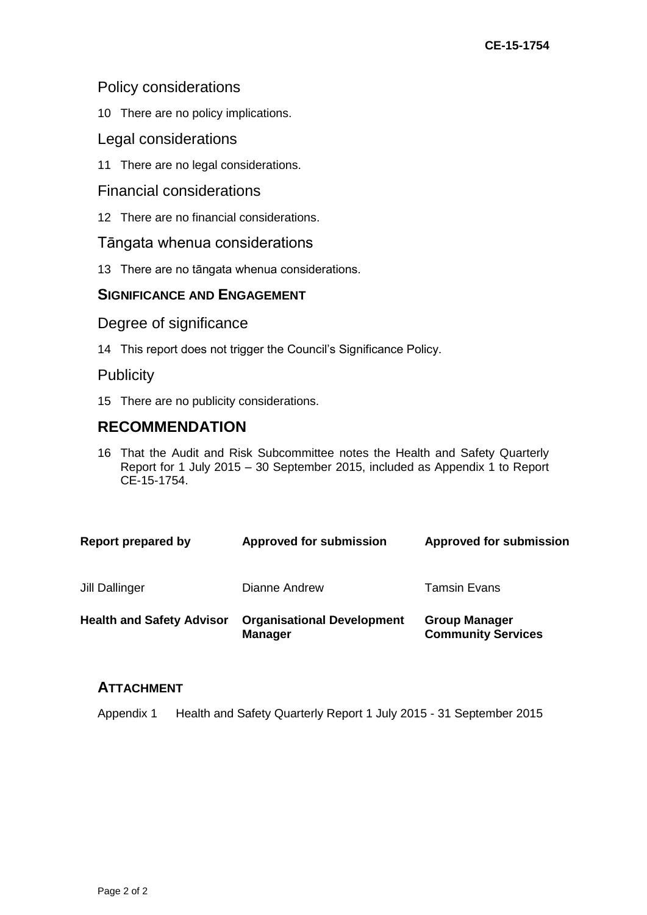### Policy considerations

10 There are no policy implications.

### Legal considerations

11 There are no legal considerations.

### Financial considerations

12 There are no financial considerations.

### Tāngata whenua considerations

13 There are no tāngata whenua considerations.

## SIGNIFICANCE AND ENGAGEMENT

### Degree of significance

14 This report does not trigger the Council's Significance Policy.

### Publicity

15 There are no publicity considerations.

## RECOMMENDATION

16 That the Audit and Risk Subcommittee notes the Health and Safety Quarterly Report for 1 July 2015 – 30 September 2015, included as Appendix 1 to Report CE-15-1754.

| Report prepared by | Approved for submission | Approved for submission |
|---|---|---|
| Jill Dallinger | Dianne Andrew | Tamsin Evans |
| **Health and Safety Advisor** | **Organisational Development Manager** | **Group Manager Community Services** |

## ATTACHMENT

Appendix 1 Health and Safety Quarterly Report 1 July 2015 - 31 September 2015